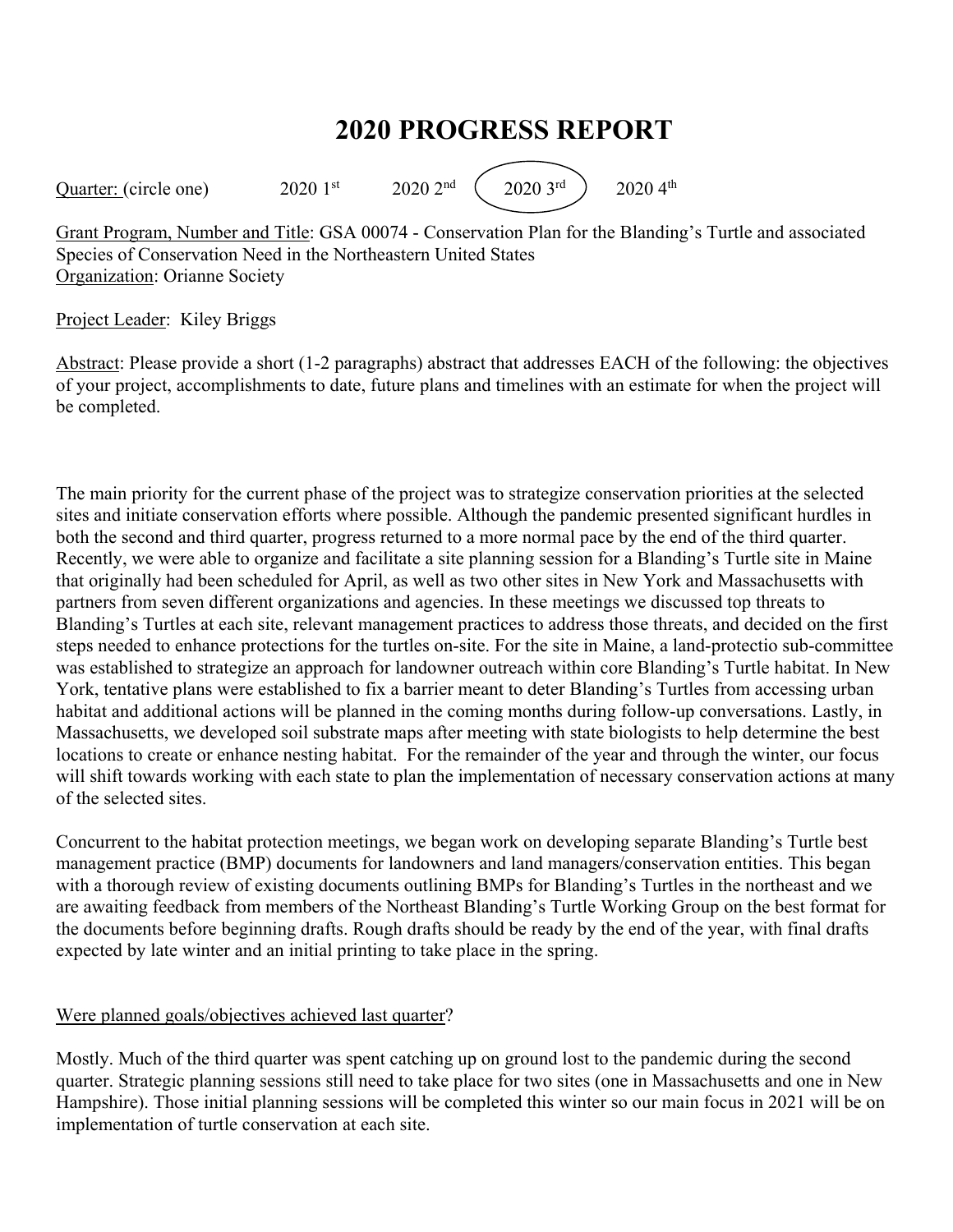# 2020 PROGRESS REPORT

Quarter: (circle one) 2020 1st 2020 2nd **(2020 3rd)** 2020 4th

Grant Program, Number and Title: GSA 00074 - Conservation Plan for the Blanding's Turtle and associated Species of Conservation Need in the Northeastern United States
Organization: Orianne Society

Project Leader: Kiley Briggs

Abstract: Please provide a short (1-2 paragraphs) abstract that addresses EACH of the following: the objectives of your project, accomplishments to date, future plans and timelines with an estimate for when the project will be completed.

The main priority for the current phase of the project was to strategize conservation priorities at the selected sites and initiate conservation efforts where possible. Although the pandemic presented significant hurdles in both the second and third quarter, progress returned to a more normal pace by the end of the third quarter. Recently, we were able to organize and facilitate a site planning session for a Blanding's Turtle site in Maine that originally had been scheduled for April, as well as two other sites in New York and Massachusetts with partners from seven different organizations and agencies. In these meetings we discussed top threats to Blanding's Turtles at each site, relevant management practices to address those threats, and decided on the first steps needed to enhance protections for the turtles on-site. For the site in Maine, a land-protectio sub-committee was established to strategize an approach for landowner outreach within core Blanding's Turtle habitat. In New York, tentative plans were established to fix a barrier meant to deter Blanding's Turtles from accessing urban habitat and additional actions will be planned in the coming months during follow-up conversations. Lastly, in Massachusetts, we developed soil substrate maps after meeting with state biologists to help determine the best locations to create or enhance nesting habitat. For the remainder of the year and through the winter, our focus will shift towards working with each state to plan the implementation of necessary conservation actions at many of the selected sites.

Concurrent to the habitat protection meetings, we began work on developing separate Blanding's Turtle best management practice (BMP) documents for landowners and land managers/conservation entities. This began with a thorough review of existing documents outlining BMPs for Blanding's Turtles in the northeast and we are awaiting feedback from members of the Northeast Blanding's Turtle Working Group on the best format for the documents before beginning drafts. Rough drafts should be ready by the end of the year, with final drafts expected by late winter and an initial printing to take place in the spring.

Were planned goals/objectives achieved last quarter?

Mostly. Much of the third quarter was spent catching up on ground lost to the pandemic during the second quarter. Strategic planning sessions still need to take place for two sites (one in Massachusetts and one in New Hampshire). Those initial planning sessions will be completed this winter so our main focus in 2021 will be on implementation of turtle conservation at each site.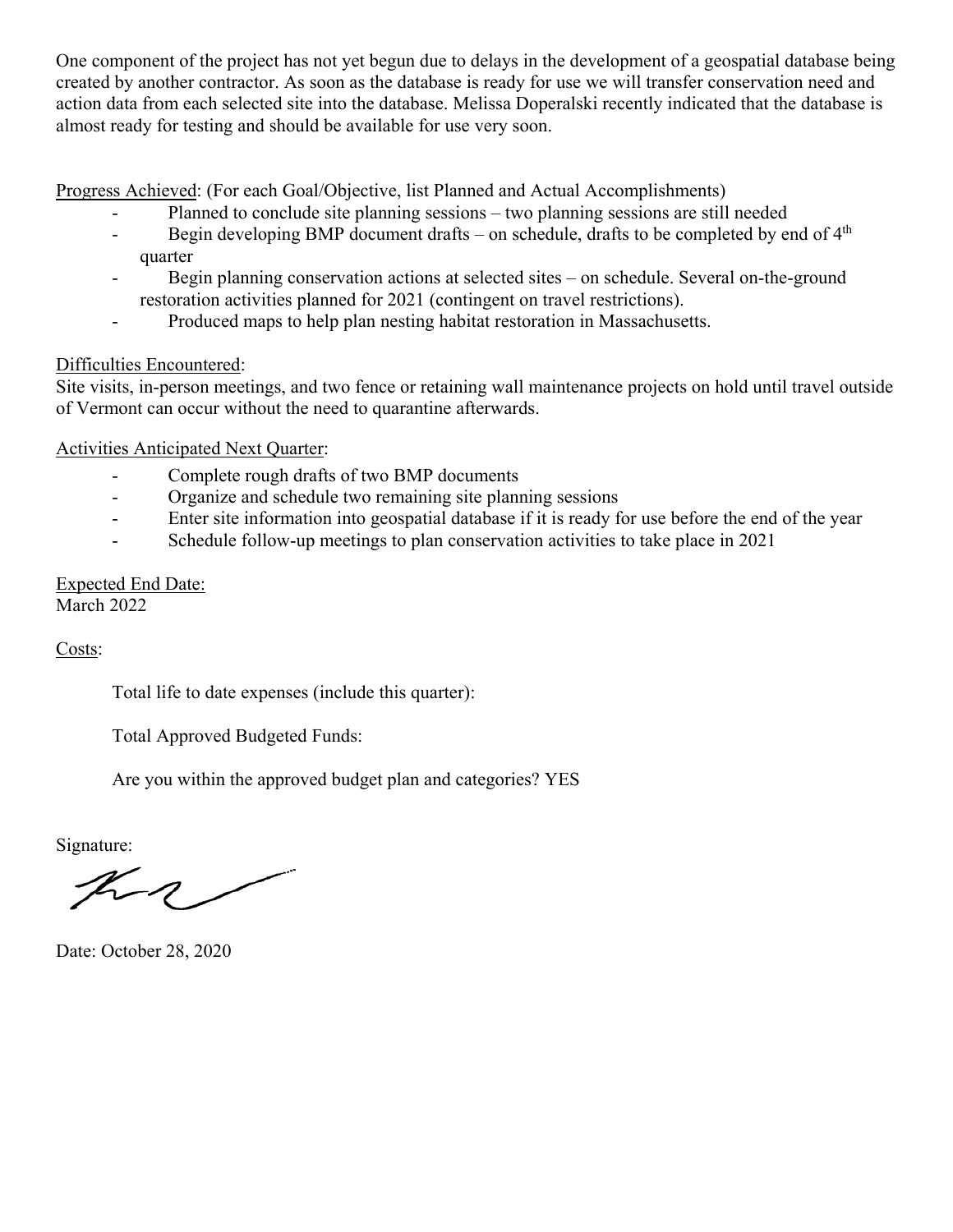One component of the project has not yet begun due to delays in the development of a geospatial database being created by another contractor. As soon as the database is ready for use we will transfer conservation need and action data from each selected site into the database. Melissa Doperalski recently indicated that the database is almost ready for testing and should be available for use very soon.

Progress Achieved: (For each Goal/Objective, list Planned and Actual Accomplishments)

- Planned to conclude site planning sessions – two planning sessions are still needed
- Begin developing BMP document drafts – on schedule, drafts to be completed by end of 4th quarter
- Begin planning conservation actions at selected sites – on schedule. Several on-the-ground restoration activities planned for 2021 (contingent on travel restrictions).
- Produced maps to help plan nesting habitat restoration in Massachusetts.

Difficulties Encountered:

Site visits, in-person meetings, and two fence or retaining wall maintenance projects on hold until travel outside of Vermont can occur without the need to quarantine afterwards.

Activities Anticipated Next Quarter:

- Complete rough drafts of two BMP documents
- Organize and schedule two remaining site planning sessions
- Enter site information into geospatial database if it is ready for use before the end of the year
- Schedule follow-up meetings to plan conservation activities to take place in 2021

Expected End Date:
March 2022

Costs:

Total life to date expenses (include this quarter):

Total Approved Budgeted Funds:

Are you within the approved budget plan and categories? YES

Signature:

Date: October 28, 2020